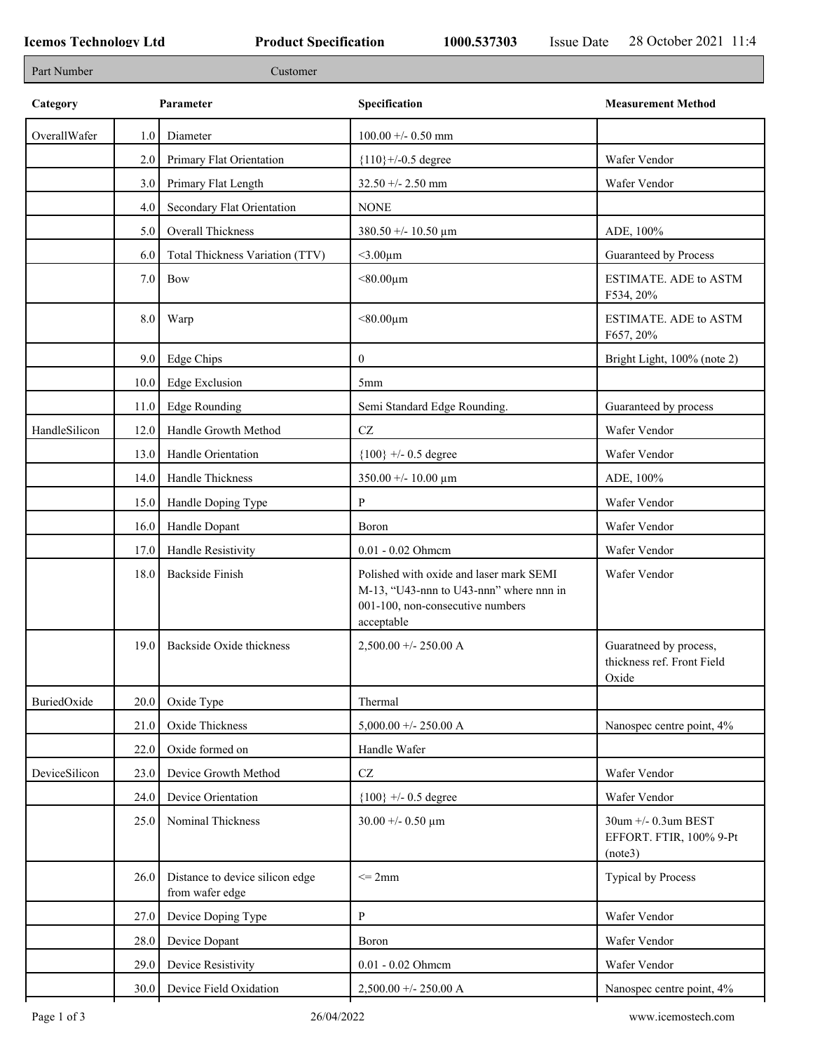**Icemos Technology Ltd** **Product Specification** **1000.537303** Issue Date 28 October 2021 11:4

| Part Number | Customer |
|---|---|

| Category | | Parameter | Specification | Measurement Method |
|---|---|---|---|---|
| OverallWafer | 1.0 | Diameter | 100.00 +/- 0.50 mm | |
| | 2.0 | Primary Flat Orientation | {110}+/-0.5 degree | Wafer Vendor |
| | 3.0 | Primary Flat Length | 32.50 +/- 2.50 mm | Wafer Vendor |
| | 4.0 | Secondary Flat Orientation | NONE | |
| | 5.0 | Overall Thickness | 380.50 +/- 10.50 µm | ADE, 100% |
| | 6.0 | Total Thickness Variation (TTV) | <3.00µm | Guaranteed by Process |
| | 7.0 | Bow | <80.00µm | ESTIMATE. ADE to ASTM F534, 20% |
| | 8.0 | Warp | <80.00µm | ESTIMATE. ADE to ASTM F657, 20% |
| | 9.0 | Edge Chips | 0 | Bright Light, 100% (note 2) |
| | 10.0 | Edge Exclusion | 5mm | |
| | 11.0 | Edge Rounding | Semi Standard Edge Rounding. | Guaranteed by process |
| HandleSilicon | 12.0 | Handle Growth Method | CZ | Wafer Vendor |
| | 13.0 | Handle Orientation | {100} +/- 0.5 degree | Wafer Vendor |
| | 14.0 | Handle Thickness | 350.00 +/- 10.00 µm | ADE, 100% |
| | 15.0 | Handle Doping Type | P | Wafer Vendor |
| | 16.0 | Handle Dopant | Boron | Wafer Vendor |
| | 17.0 | Handle Resistivity | 0.01 - 0.02 Ohmcm | Wafer Vendor |
| | 18.0 | Backside Finish | Polished with oxide and laser mark SEMI M-13, "U43-nnn to U43-nnn" where nnn in 001-100, non-consecutive numbers acceptable | Wafer Vendor |
| | 19.0 | Backside Oxide thickness | 2,500.00 +/- 250.00 A | Guaratneed by process, thickness ref. Front Field Oxide |
| BuriedOxide | 20.0 | Oxide Type | Thermal | |
| | 21.0 | Oxide Thickness | 5,000.00 +/- 250.00 A | Nanospec centre point, 4% |
| | 22.0 | Oxide formed on | Handle Wafer | |
| DeviceSilicon | 23.0 | Device Growth Method | CZ | Wafer Vendor |
| | 24.0 | Device Orientation | {100} +/- 0.5 degree | Wafer Vendor |
| | 25.0 | Nominal Thickness | 30.00 +/- 0.50 µm | 30um +/- 0.3um BEST EFFORT. FTIR, 100% 9-Pt (note3) |
| | 26.0 | Distance to device silicon edge from wafer edge | <= 2mm | Typical by Process |
| | 27.0 | Device Doping Type | P | Wafer Vendor |
| | 28.0 | Device Dopant | Boron | Wafer Vendor |
| | 29.0 | Device Resistivity | 0.01 - 0.02 Ohmcm | Wafer Vendor |
| | 30.0 | Device Field Oxidation | 2,500.00 +/- 250.00 A | Nanospec centre point, 4% |

26/04/2022 www.icemostech.com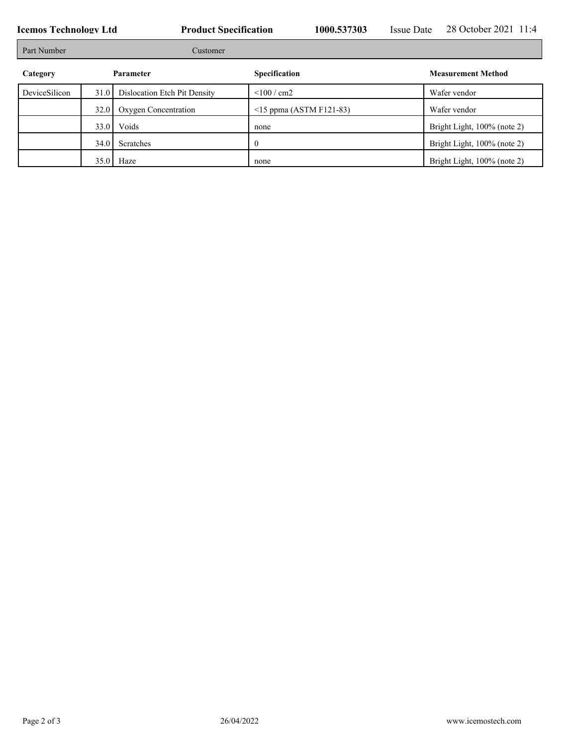| Part Number | Customer |
| --- | --- |

| Category | | Parameter | Specification | Measurement Method |
| --- | --- | --- | --- | --- |
| DeviceSilicon | 31.0 | Dislocation Etch Pit Density | <100 / cm2 | Wafer vendor |
| | 32.0 | Oxygen Concentration | <15 ppma (ASTM F121-83) | Wafer vendor |
| | 33.0 | Voids | none | Bright Light, 100% (note 2) |
| | 34.0 | Scratches | 0 | Bright Light, 100% (note 2) |
| | 35.0 | Haze | none | Bright Light, 100% (note 2) |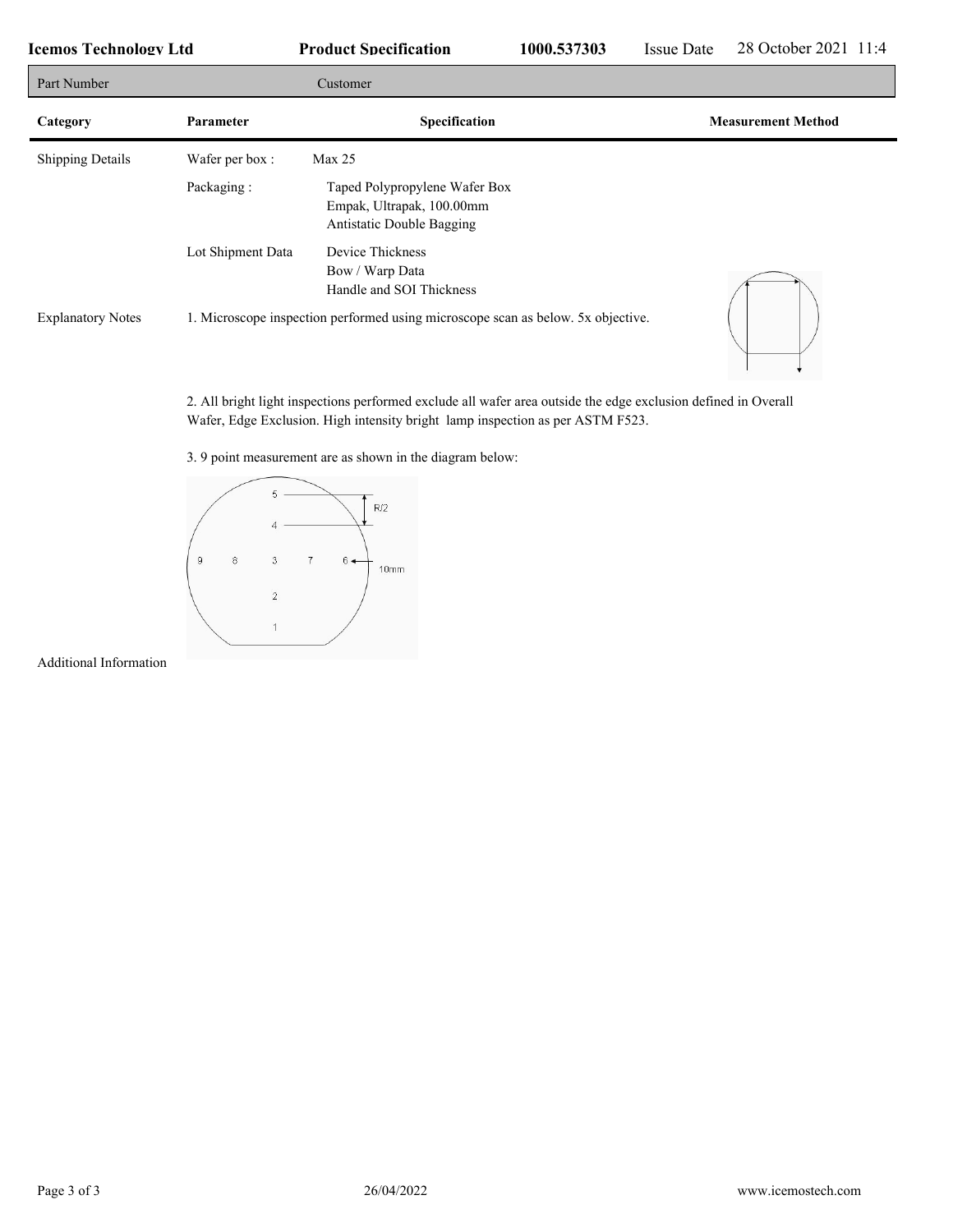| Category | Parameter | Specification | Measurement Method |
|---|---|---|---|
| Shipping Details | Wafer per box : | Max 25 | |
| | Packaging : | Taped Polypropylene Wafer Box<br>Empak, Ultrapak, 100.00mm<br>Antistatic Double Bagging | |
| | Lot Shipment Data | Device Thickness<br>Bow / Warp Data<br>Handle and SOI Thickness | |
| Explanatory Notes | 1. Microscope inspection performed using microscope scan as below. 5x objective. | | |

2. All bright light inspections performed exclude all wafer area outside the edge exclusion defined in Overall Wafer, Edge Exclusion. High intensity bright lamp inspection as per ASTM F523.

3. 9 point measurement are as shown in the diagram below:

5
4
R/2
9 8 3 7 6
10mm
2
1

Additional Information